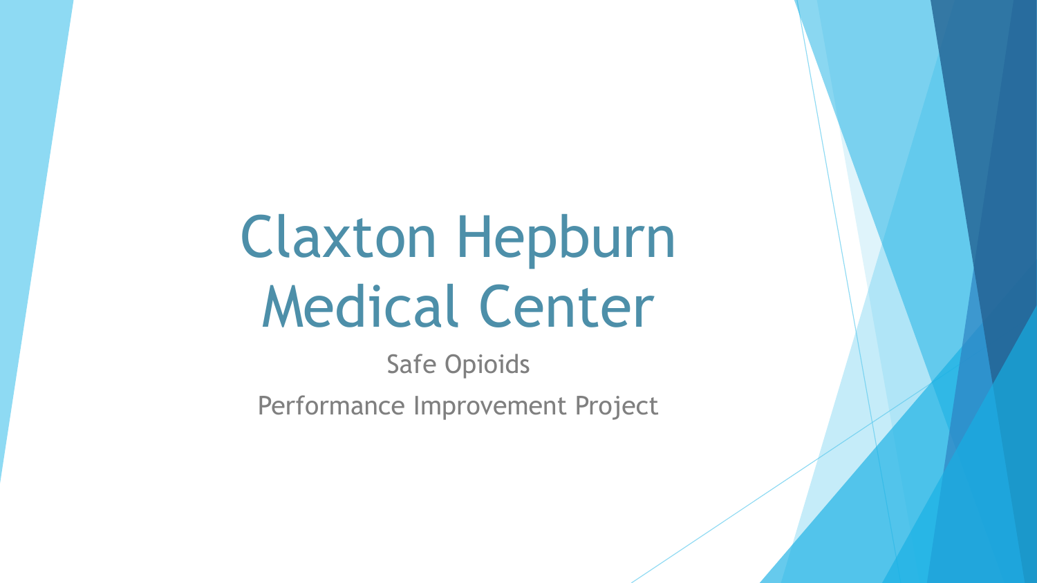# Claxton Hepburn Medical Center

Safe Opioids

Performance Improvement Project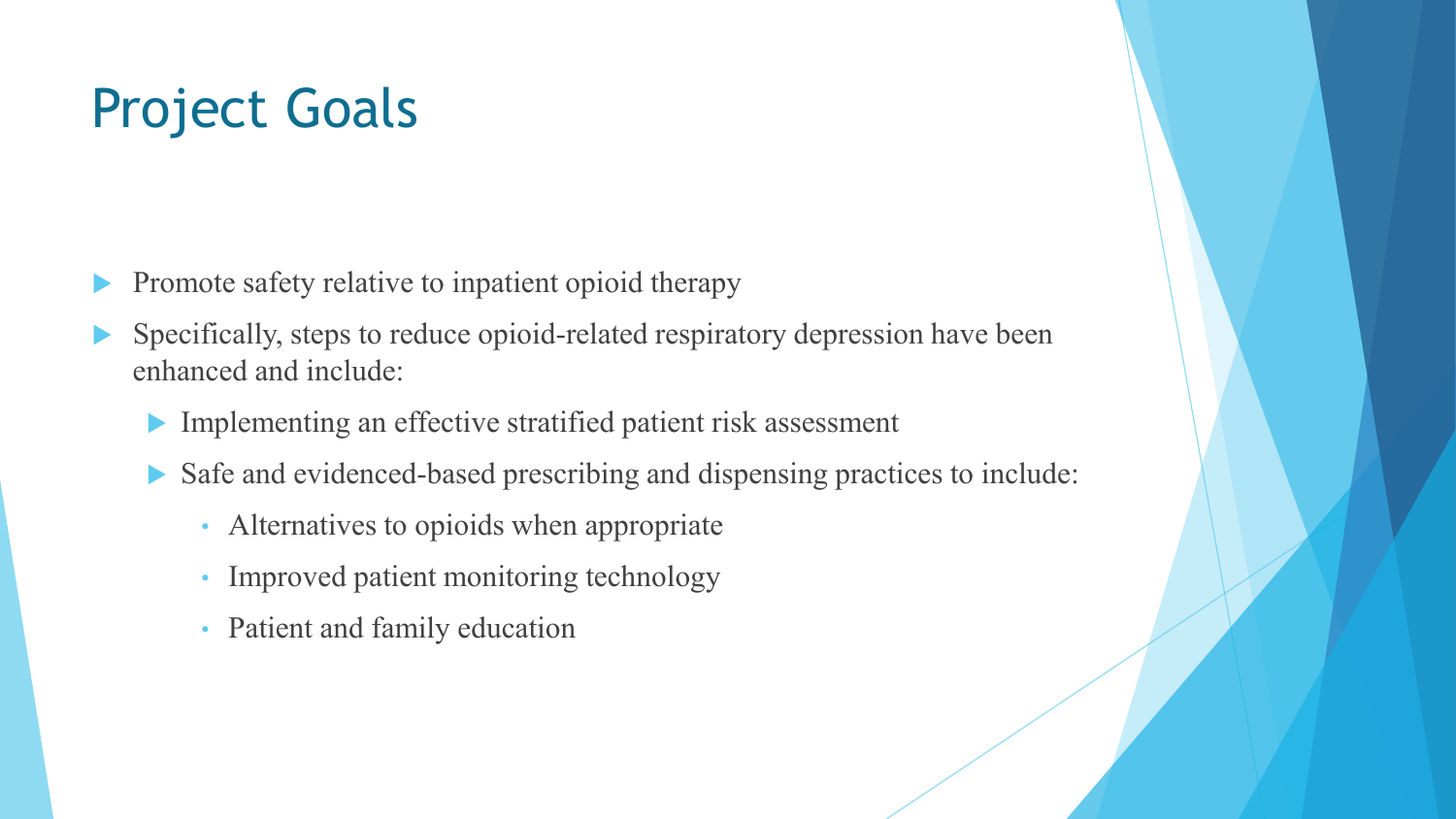# Project Goals

- Promote safety relative to inpatient opioid therapy
- Specifically, steps to reduce opioid-related respiratory depression have been enhanced and include:
  - Implementing an effective stratified patient risk assessment
  - Safe and evidenced-based prescribing and dispensing practices to include:
    - Alternatives to opioids when appropriate
    - Improved patient monitoring technology
    - Patient and family education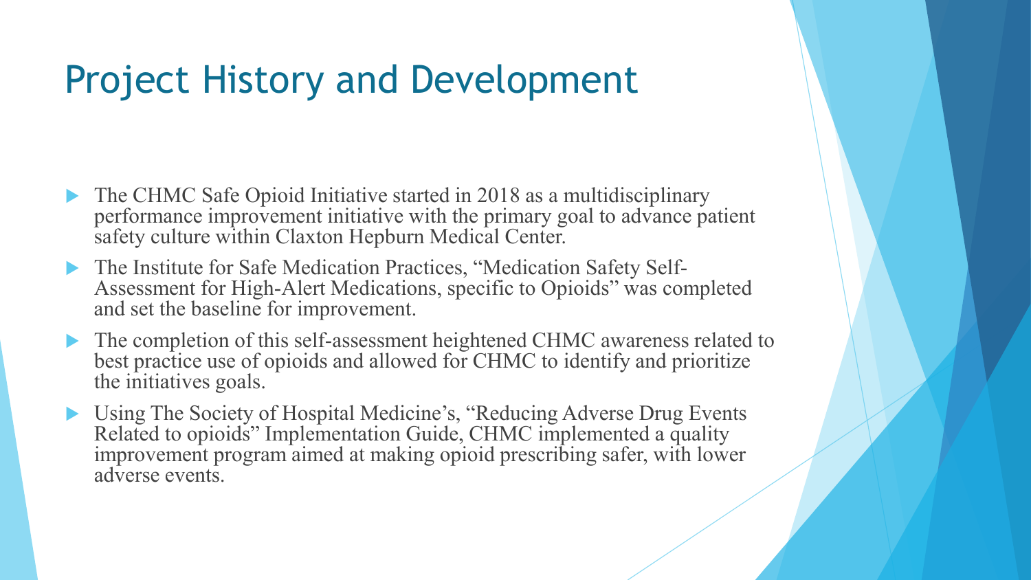# Project History and Development

- The CHMC Safe Opioid Initiative started in 2018 as a multidisciplinary performance improvement initiative with the primary goal to advance patient safety culture within Claxton Hepburn Medical Center.
- The Institute for Safe Medication Practices, "Medication Safety Self-Assessment for High-Alert Medications, specific to Opioids" was completed and set the baseline for improvement.
- The completion of this self-assessment heightened CHMC awareness related to best practice use of opioids and allowed for CHMC to identify and prioritize the initiatives goals.
- Using The Society of Hospital Medicine's, "Reducing Adverse Drug Events Related to opioids" Implementation Guide, CHMC implemented a quality improvement program aimed at making opioid prescribing safer, with lower adverse events.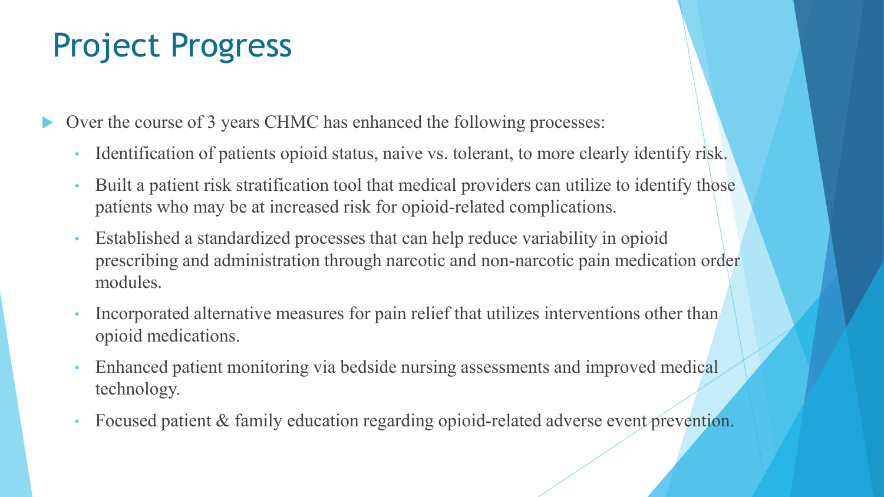# Project Progress

- Over the course of 3 years CHMC has enhanced the following processes:
  - Identification of patients opioid status, naive vs. tolerant, to more clearly identify risk.
  - Built a patient risk stratification tool that medical providers can utilize to identify those patients who may be at increased risk for opioid-related complications.
  - Established a standardized processes that can help reduce variability in opioid prescribing and administration through narcotic and non-narcotic pain medication order modules.
  - Incorporated alternative measures for pain relief that utilizes interventions other than opioid medications.
  - Enhanced patient monitoring via bedside nursing assessments and improved medical technology.
  - Focused patient & family education regarding opioid-related adverse event prevention.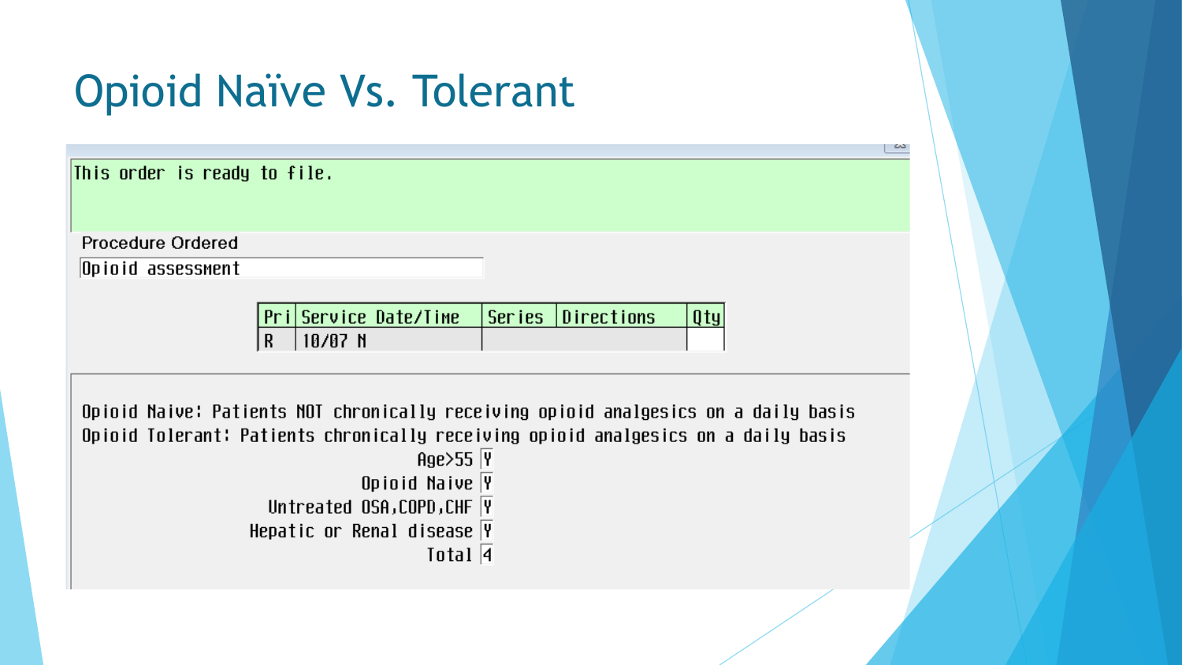# Opioid Naïve Vs. Tolerant

This order is ready to file.

Procedure Ordered

Opioid assessment

| Pri | Service Date/Time | Series | Directions | Qty |
|---|---|---|---|---|
| R | 10/07 N | | | |

Opioid Naive: Patients NOT chronically receiving opioid analgesics on a daily basis

Opioid Tolerant: Patients chronically receiving opioid analgesics on a daily basis

| | |
|---|---|
| Age>55 | Y |
| Opioid Naive | Y |
| Untreated OSA,COPD,CHF | Y |
| Hepatic or Renal disease | Y |
| Total | 4 |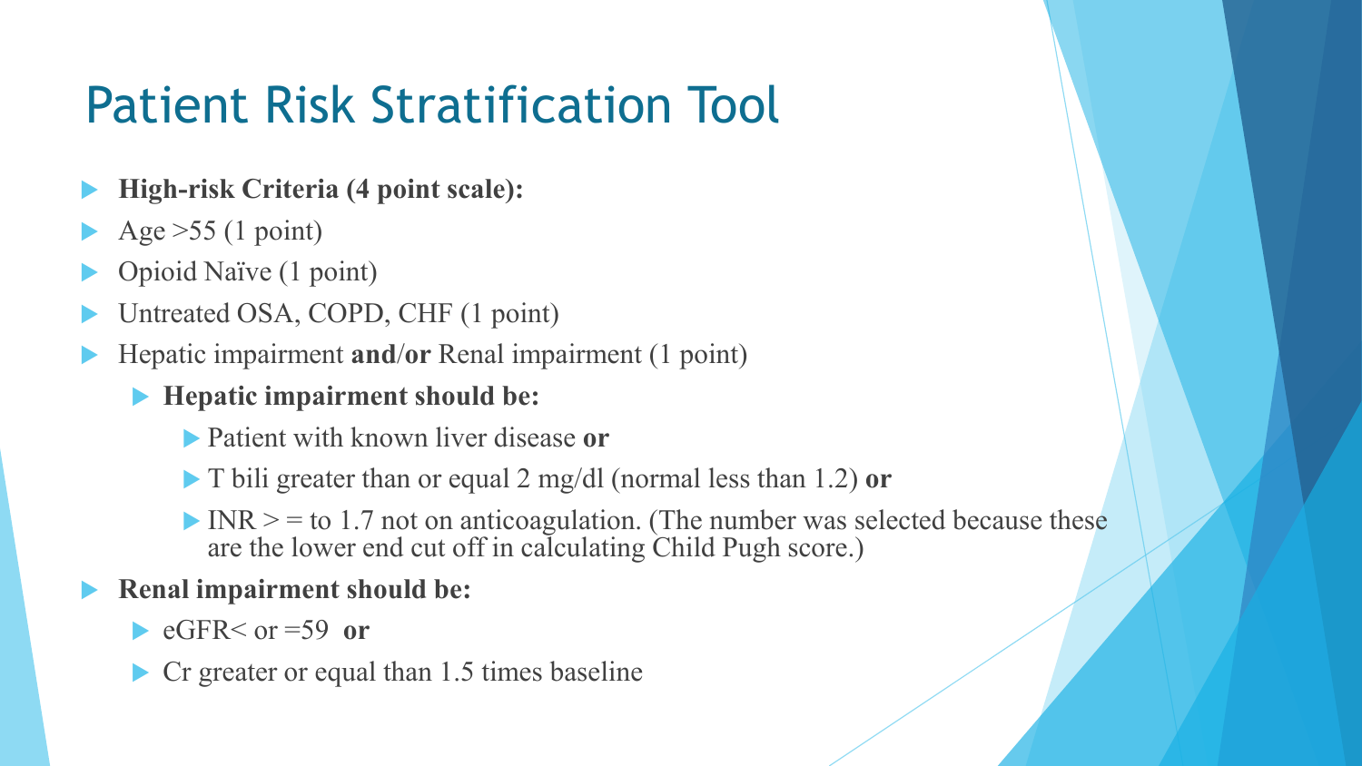# Patient Risk Stratification Tool

- **High-risk Criteria (4 point scale):**
- Age >55 (1 point)
- Opioid Naïve (1 point)
- Untreated OSA, COPD, CHF (1 point)
- Hepatic impairment **and**/**or** Renal impairment (1 point)
  - **Hepatic impairment should be:**
    - Patient with known liver disease **or**
    - T bili greater than or equal 2 mg/dl (normal less than 1.2) **or**
    - INR > = to 1.7 not on anticoagulation. (The number was selected because these are the lower end cut off in calculating Child Pugh score.)
- **Renal impairment should be:**
  - eGFR< or =59 **or**
  - Cr greater or equal than 1.5 times baseline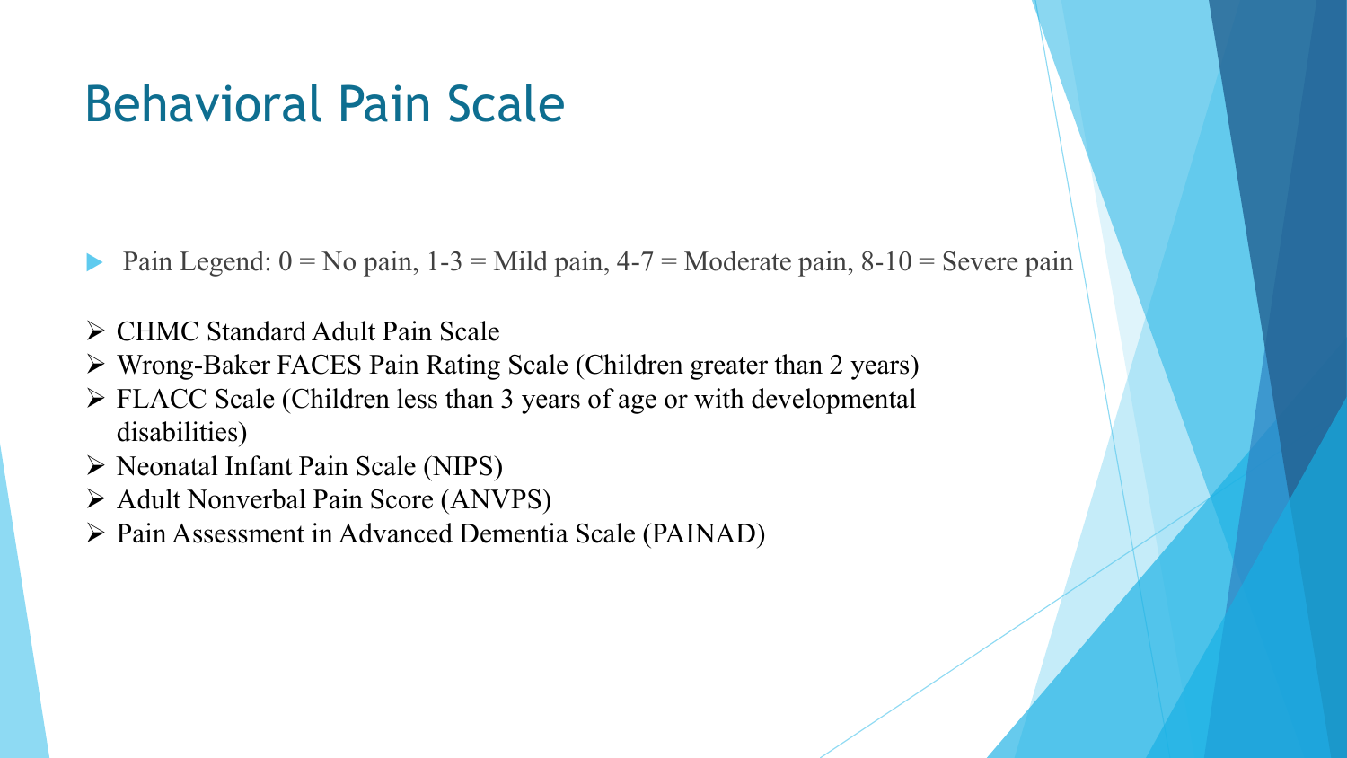# Behavioral Pain Scale

- Pain Legend: 0 = No pain, 1-3 = Mild pain, 4-7 = Moderate pain, 8-10 = Severe pain

- CHMC Standard Adult Pain Scale
- Wrong-Baker FACES Pain Rating Scale (Children greater than 2 years)
- FLACC Scale (Children less than 3 years of age or with developmental disabilities)
- Neonatal Infant Pain Scale (NIPS)
- Adult Nonverbal Pain Score (ANVPS)
- Pain Assessment in Advanced Dementia Scale (PAINAD)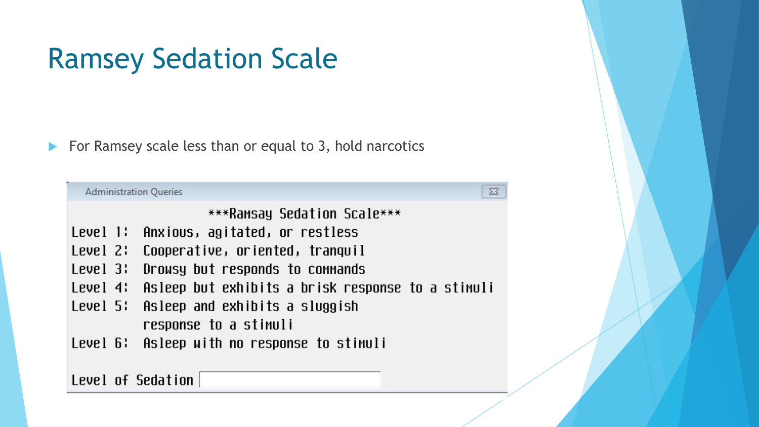# Ramsey Sedation Scale

- For Ramsey scale less than or equal to 3, hold narcotics

Administration Queries

***Ramsay Sedation Scale***

Level 1: Anxious, agitated, or restless

Level 2: Cooperative, oriented, tranquil

Level 3: Drowsy but responds to commands

Level 4: Asleep but exhibits a brisk response to a stimuli

Level 5: Asleep and exhibits a sluggish response to a stimuli

Level 6: Asleep with no response to stimuli

Level of Sedation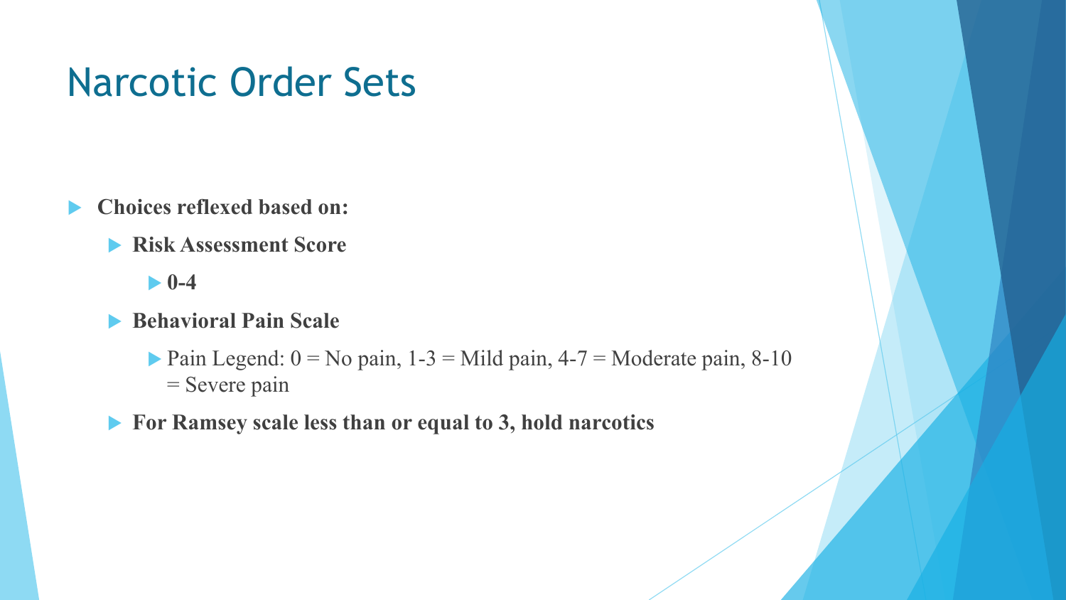# Narcotic Order Sets

- **Choices reflexed based on:**
  - **Risk Assessment Score**
    - **0-4**
  - **Behavioral Pain Scale**
    - Pain Legend: 0 = No pain, 1-3 = Mild pain, 4-7 = Moderate pain, 8-10 = Severe pain
  - **For Ramsey scale less than or equal to 3, hold narcotics**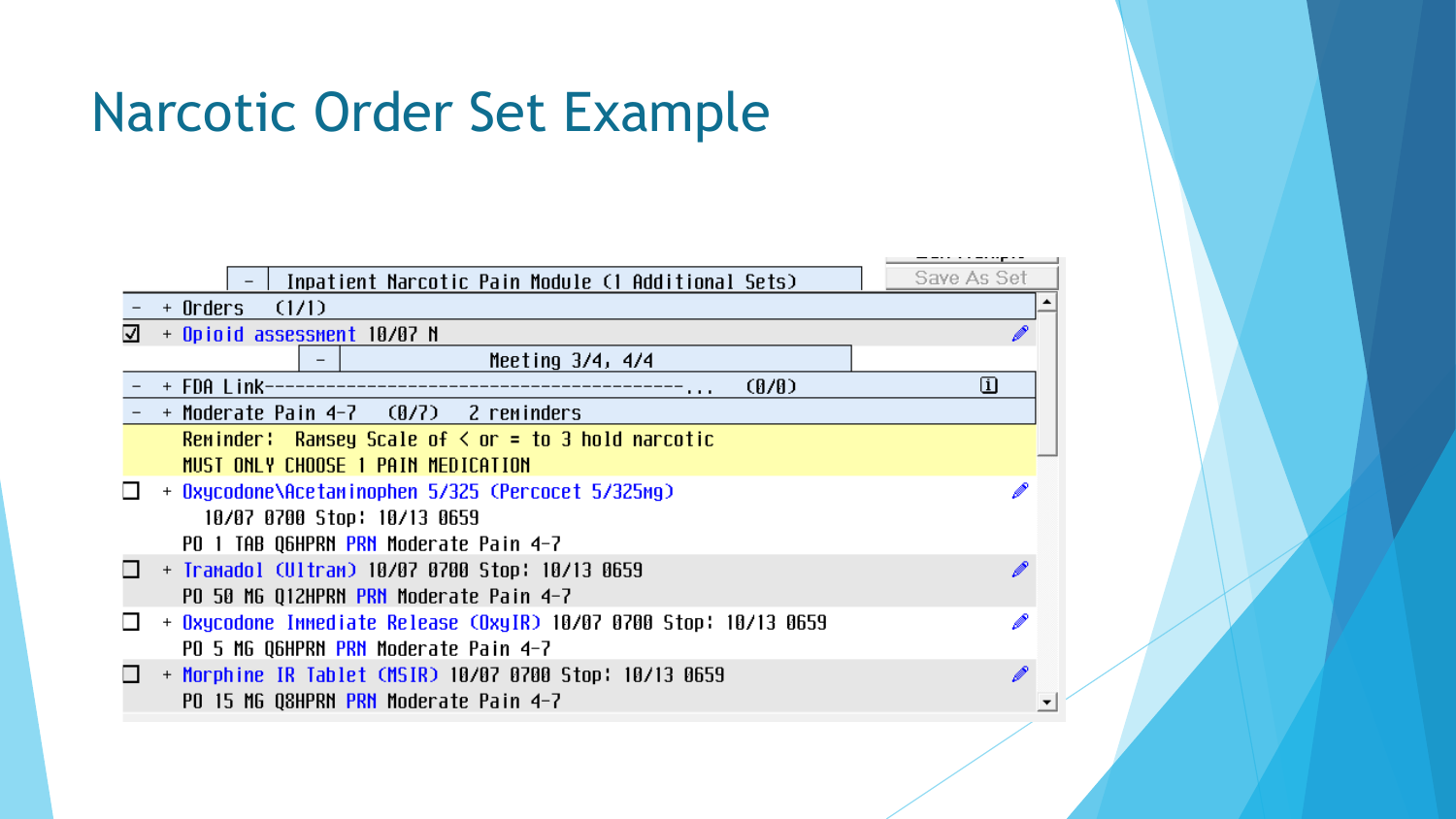# Narcotic Order Set Example

```
  –  Inpatient Narcotic Pain Module (1 Additional Sets)                Save As Set
–  + Orders   (1/1)
☑  + Opioid assessment 10/07 N
        –  Meeting 3/4, 4/4
–  + FDA Link--------------------------------------...   (0/0)
–  + Moderate Pain 4-7   (0/7)   2 reminders
     Reminder:  Ramsey Scale of < or = to 3 hold narcotic
     MUST ONLY CHOOSE 1 PAIN MEDICATION
☐  + Oxycodone\Acetaminophen 5/325 (Percocet 5/325mg)
       10/07 0700 Stop: 10/13 0659
     PO 1 TAB Q6HPRN PRN Moderate Pain 4-7
☐  + Tramadol (Ultram) 10/07 0700 Stop: 10/13 0659
     PO 50 MG Q12HPRN PRN Moderate Pain 4-7
☐  + Oxycodone Immediate Release (OxyIR) 10/07 0700 Stop: 10/13 0659
     PO 5 MG Q6HPRN PRN Moderate Pain 4-7
☐  + Morphine IR Tablet (MSIR) 10/07 0700 Stop: 10/13 0659
     PO 15 MG Q8HPRN PRN Moderate Pain 4-7
```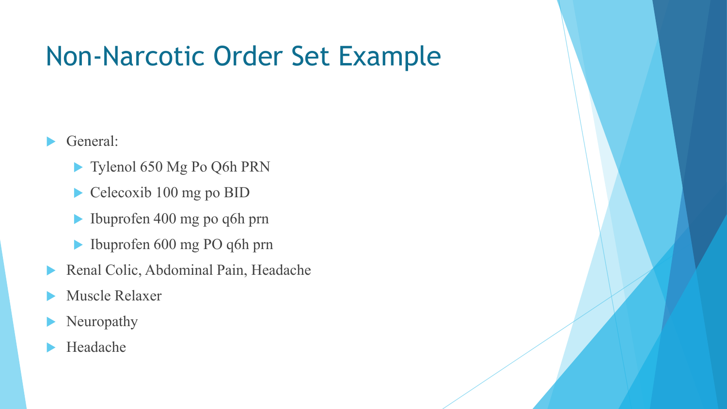# Non-Narcotic Order Set Example

- General:
  - Tylenol 650 Mg Po Q6h PRN
  - Celecoxib 100 mg po BID
  - Ibuprofen 400 mg po q6h prn
  - Ibuprofen 600 mg PO q6h prn
- Renal Colic, Abdominal Pain, Headache
- Muscle Relaxer
- Neuropathy
- Headache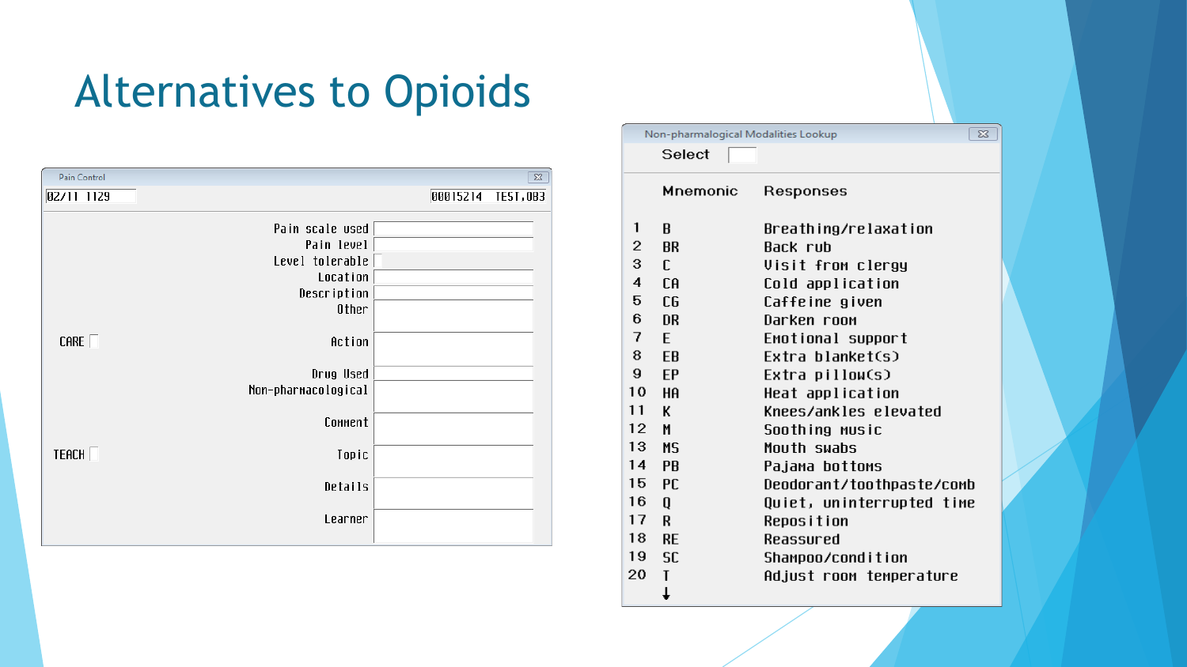# Alternatives to Opioids

**Pain Control**

02/11 1129 — 00015214 TEST,OB3

- Pain scale used
- Pain level
- Level tolerable
- Location
- Description
- Other
- CARE — Action
- Drug Used
- Non-pharmacological
- Comment
- TEACH — Topic
- Details
- Learner

**Non-pharmalogical Modalities Lookup**

Select

| | Mnemonic | Responses |
|---|---|---|
| 1 | B | Breathing/relaxation |
| 2 | BR | Back rub |
| 3 | C | Visit from clergy |
| 4 | CA | Cold application |
| 5 | CG | Caffeine given |
| 6 | DR | Darken room |
| 7 | E | Emotional support |
| 8 | EB | Extra blanket(s) |
| 9 | EP | Extra pillow(s) |
| 10 | HA | Heat application |
| 11 | K | Knees/ankles elevated |
| 12 | M | Soothing music |
| 13 | MS | Mouth swabs |
| 14 | PB | Pajama bottoms |
| 15 | PC | Deodorant/toothpaste/comb |
| 16 | Q | Quiet, uninterrupted time |
| 17 | R | Reposition |
| 18 | RE | Reassured |
| 19 | SC | Shampoo/condition |
| 20 | T | Adjust room temperature |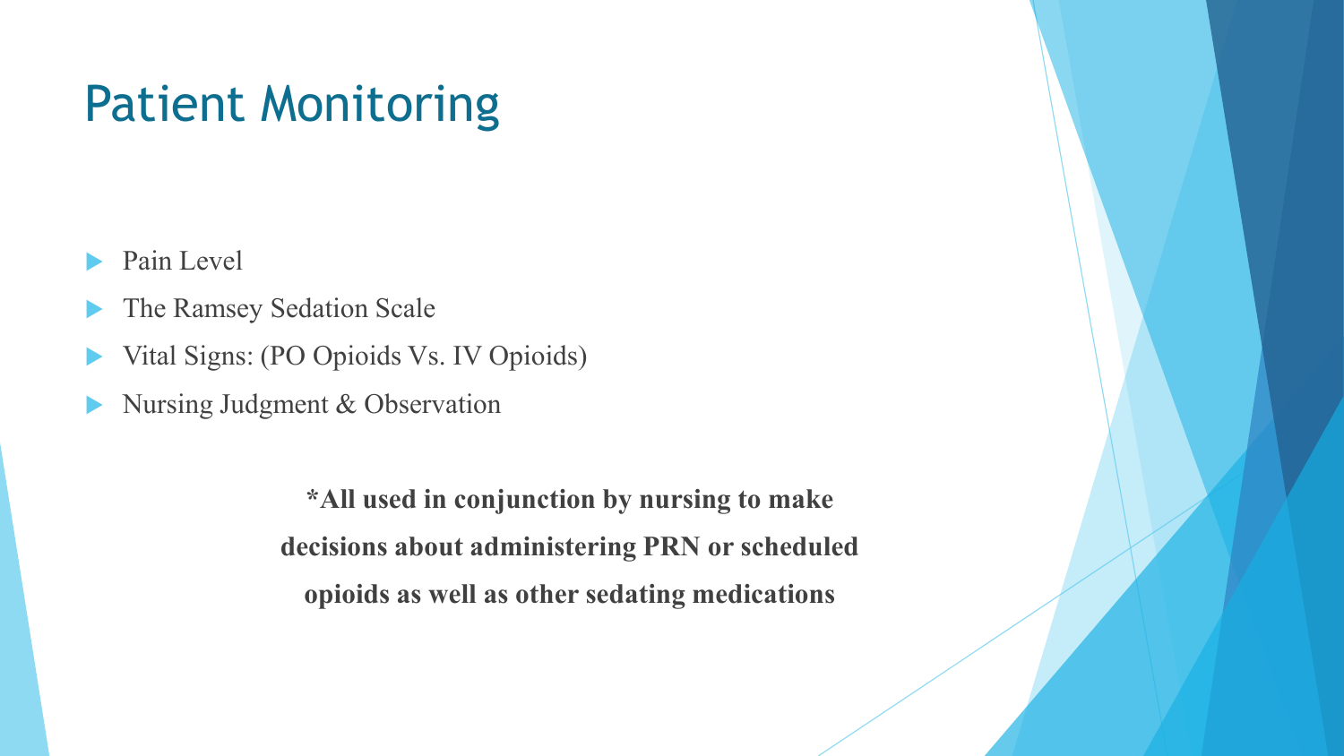# Patient Monitoring

- Pain Level
- The Ramsey Sedation Scale
- Vital Signs: (PO Opioids Vs. IV Opioids)
- Nursing Judgment & Observation

**\*All used in conjunction by nursing to make decisions about administering PRN or scheduled opioids as well as other sedating medications**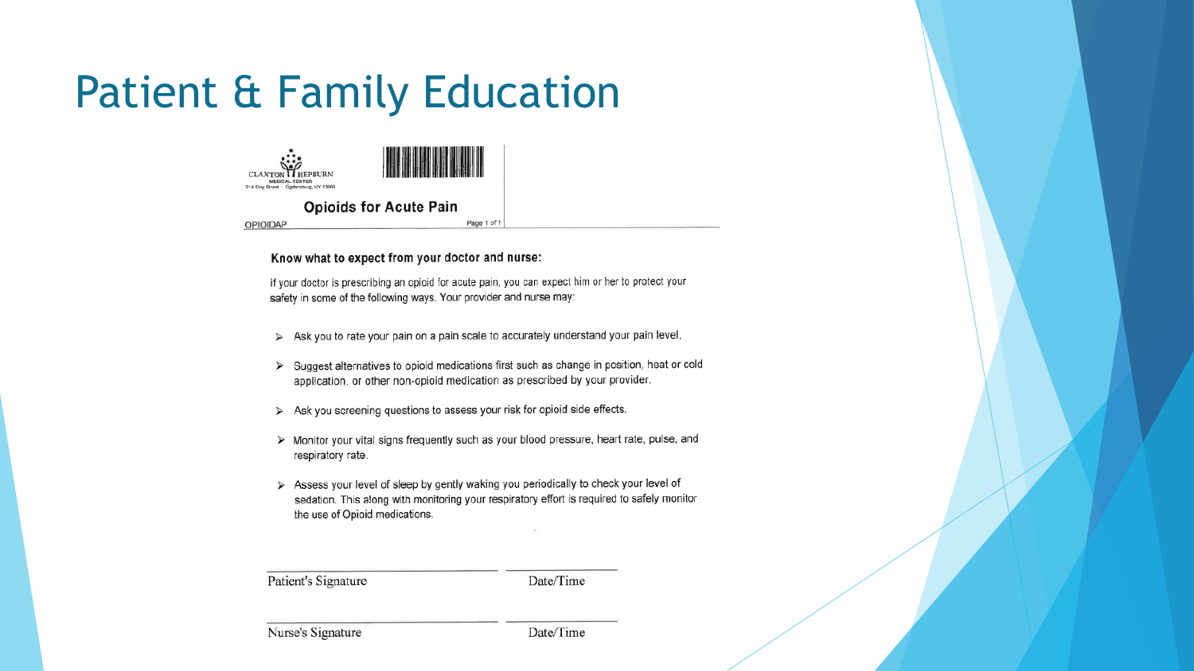# Patient & Family Education

CLAXTON HEPBURN MEDICAL CENTER
214 King Street · Ogdensburg, NY 13669

## Opioids for Acute Pain

OPIOIDAP

Page 1 of 1

### Know what to expect from your doctor and nurse:

If your doctor is prescribing an opioid for acute pain, you can expect him or her to protect your safety in some of the following ways. Your provider and nurse may:

- Ask you to rate your pain on a pain scale to accurately understand your pain level,
- Suggest alternatives to opioid medications first such as change in position, heat or cold application, or other non-opioid medication as prescribed by your provider.
- Ask you screening questions to assess your risk for opioid side effects.
- Monitor your vital signs frequently such as your blood pressure, heart rate, pulse, and respiratory rate.
- Assess your level of sleep by gently waking you periodically to check your level of sedation. This along with monitoring your respiratory effort is required to safely monitor the use of Opioid medications.

Patient's Signature ____________________ Date/Time ____________________

Nurse's Signature ____________________ Date/Time ____________________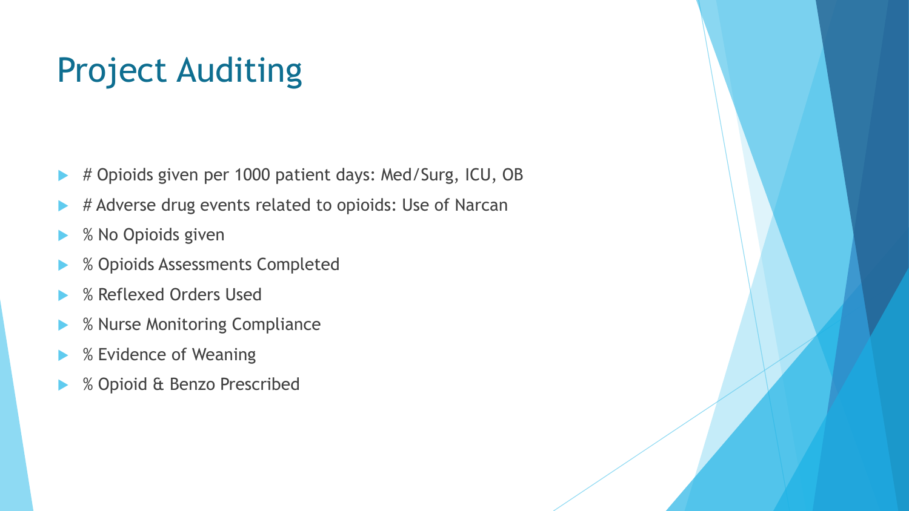# Project Auditing

- # Opioids given per 1000 patient days: Med/Surg, ICU, OB
- # Adverse drug events related to opioids: Use of Narcan
- % No Opioids given
- % Opioids Assessments Completed
- % Reflexed Orders Used
- % Nurse Monitoring Compliance
- % Evidence of Weaning
- % Opioid & Benzo Prescribed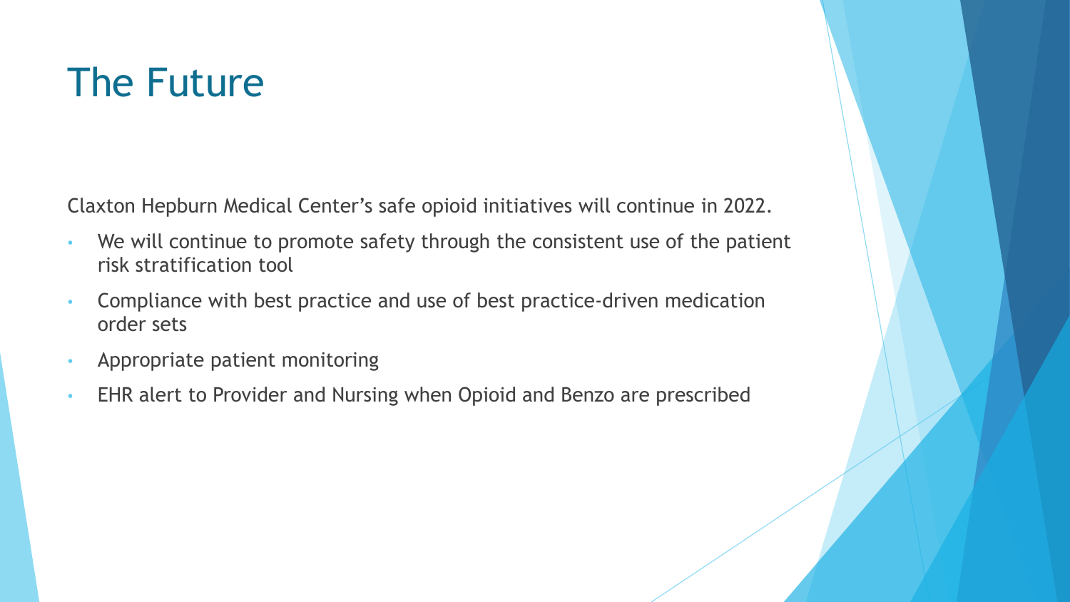# The Future

Claxton Hepburn Medical Center's safe opioid initiatives will continue in 2022.

- We will continue to promote safety through the consistent use of the patient risk stratification tool
- Compliance with best practice and use of best practice-driven medication order sets
- Appropriate patient monitoring
- EHR alert to Provider and Nursing when Opioid and Benzo are prescribed